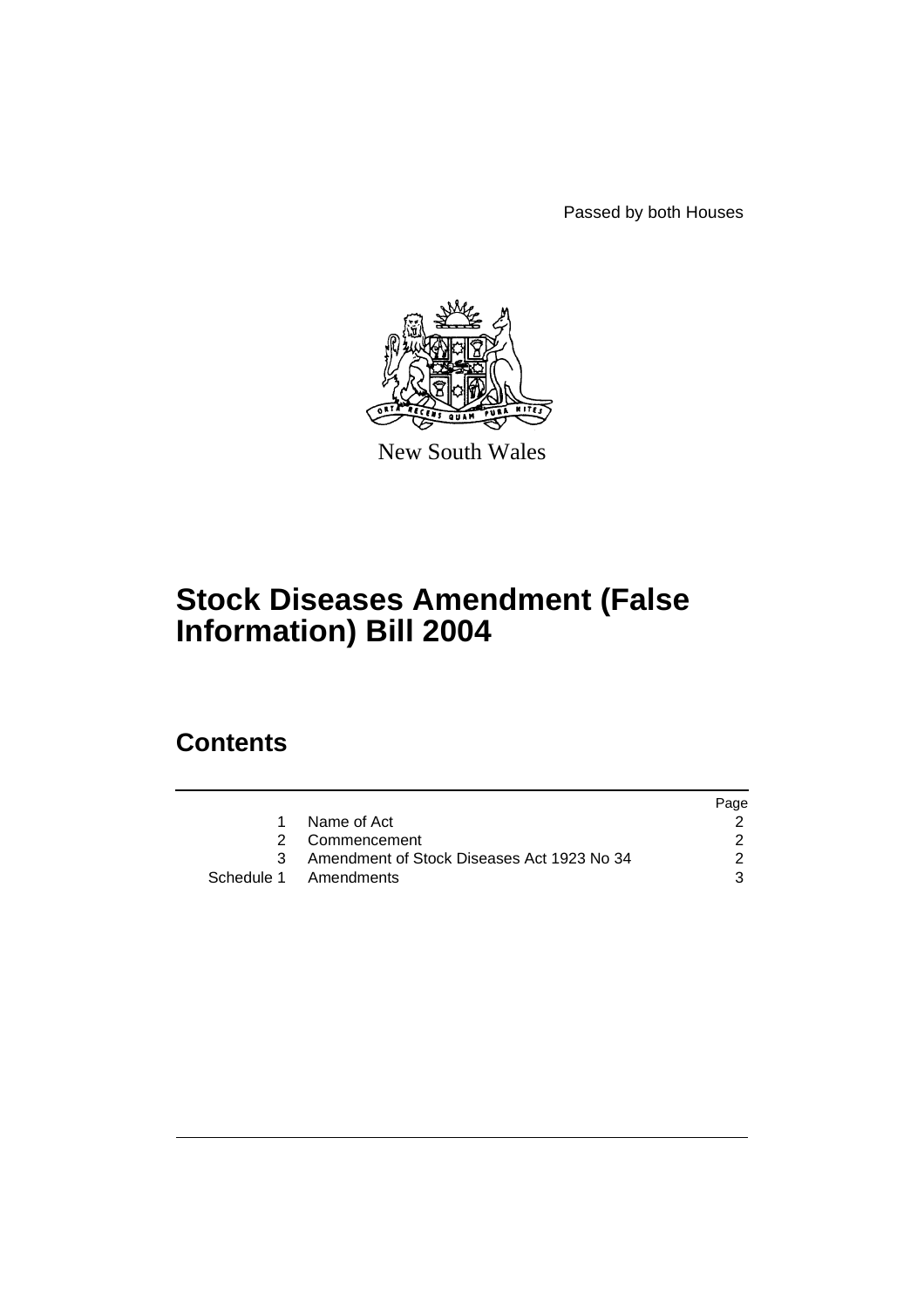Passed by both Houses

New South Wales

# Stock Diseases Amendment (False Information) Bill 2004

## Contents

| | | Page |
|---|---|---|
| 1 | Name of Act | 2 |
| 2 | Commencement | 2 |
| 3 | Amendment of Stock Diseases Act 1923 No 34 | 2 |
| Schedule 1 | Amendments | 3 |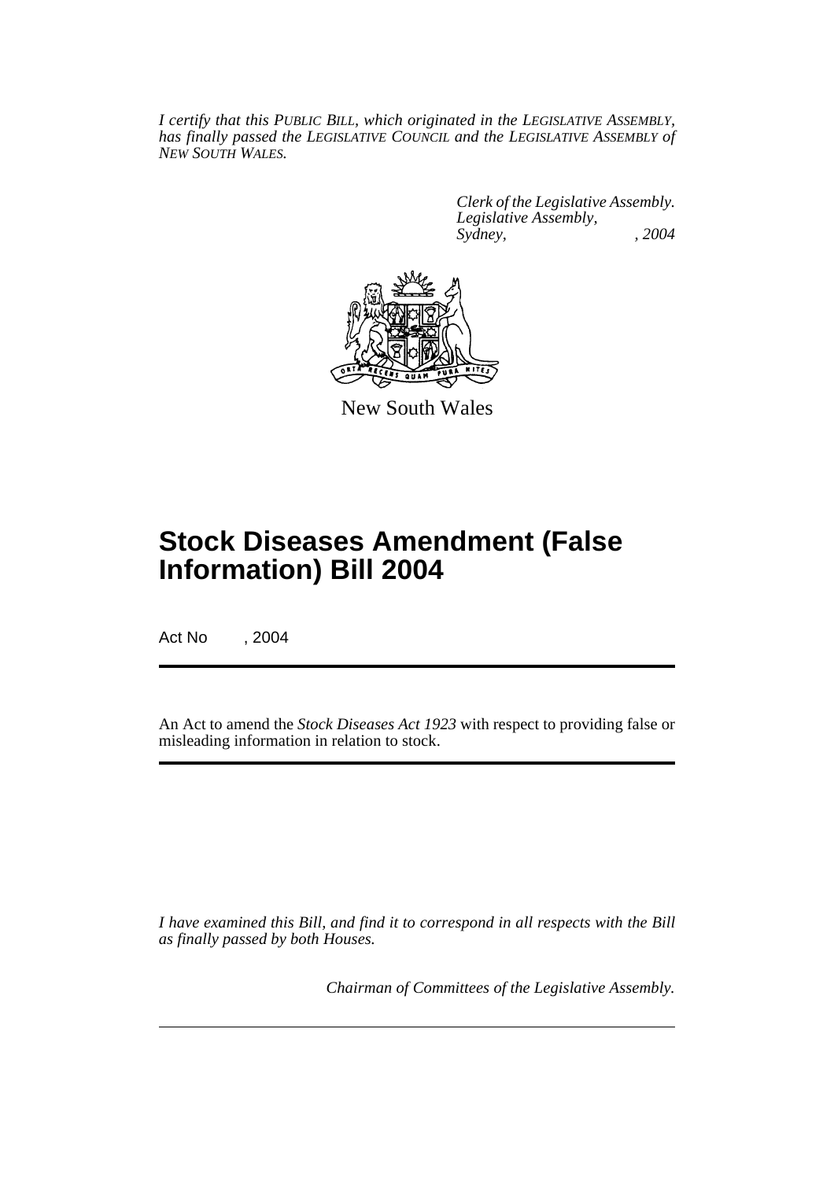*I certify that this PUBLIC BILL, which originated in the LEGISLATIVE ASSEMBLY, has finally passed the LEGISLATIVE COUNCIL and the LEGISLATIVE ASSEMBLY of NEW SOUTH WALES.*

*Clerk of the Legislative Assembly.*
*Legislative Assembly,*
*Sydney, , 2004*

New South Wales

# Stock Diseases Amendment (False Information) Bill 2004

Act No , 2004

An Act to amend the *Stock Diseases Act 1923* with respect to providing false or misleading information in relation to stock.

*I have examined this Bill, and find it to correspond in all respects with the Bill as finally passed by both Houses.*

*Chairman of Committees of the Legislative Assembly.*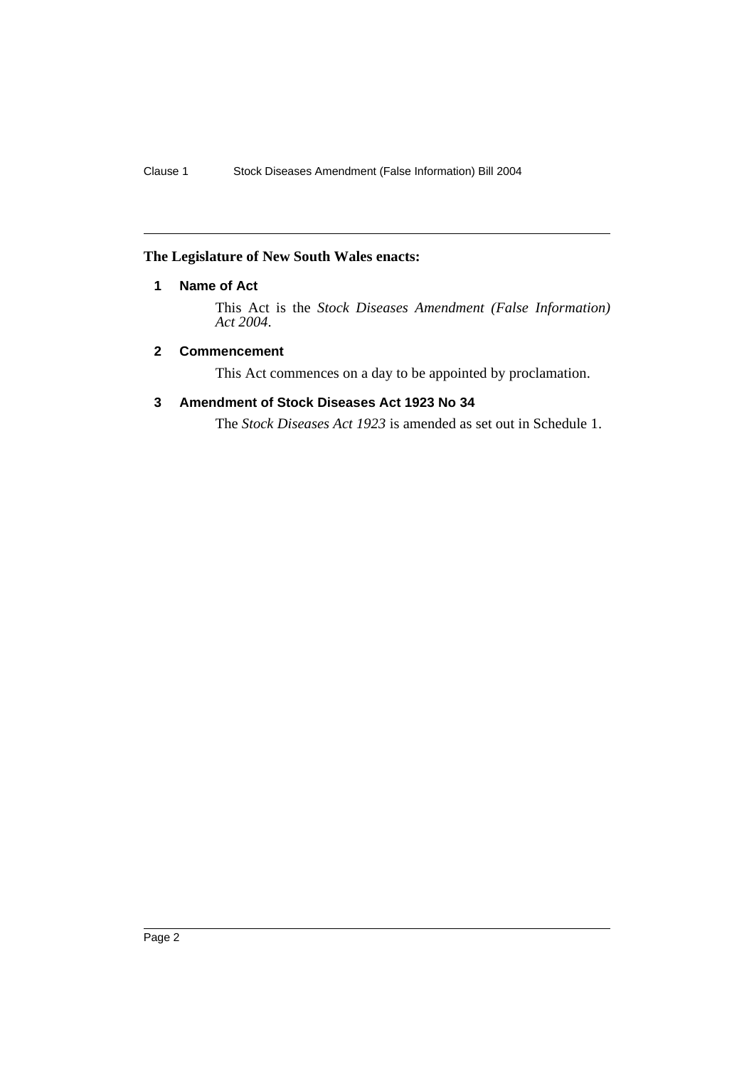**The Legislature of New South Wales enacts:**

## 1 Name of Act

This Act is the *Stock Diseases Amendment (False Information) Act 2004*.

## 2 Commencement

This Act commences on a day to be appointed by proclamation.

## 3 Amendment of Stock Diseases Act 1923 No 34

The *Stock Diseases Act 1923* is amended as set out in Schedule 1.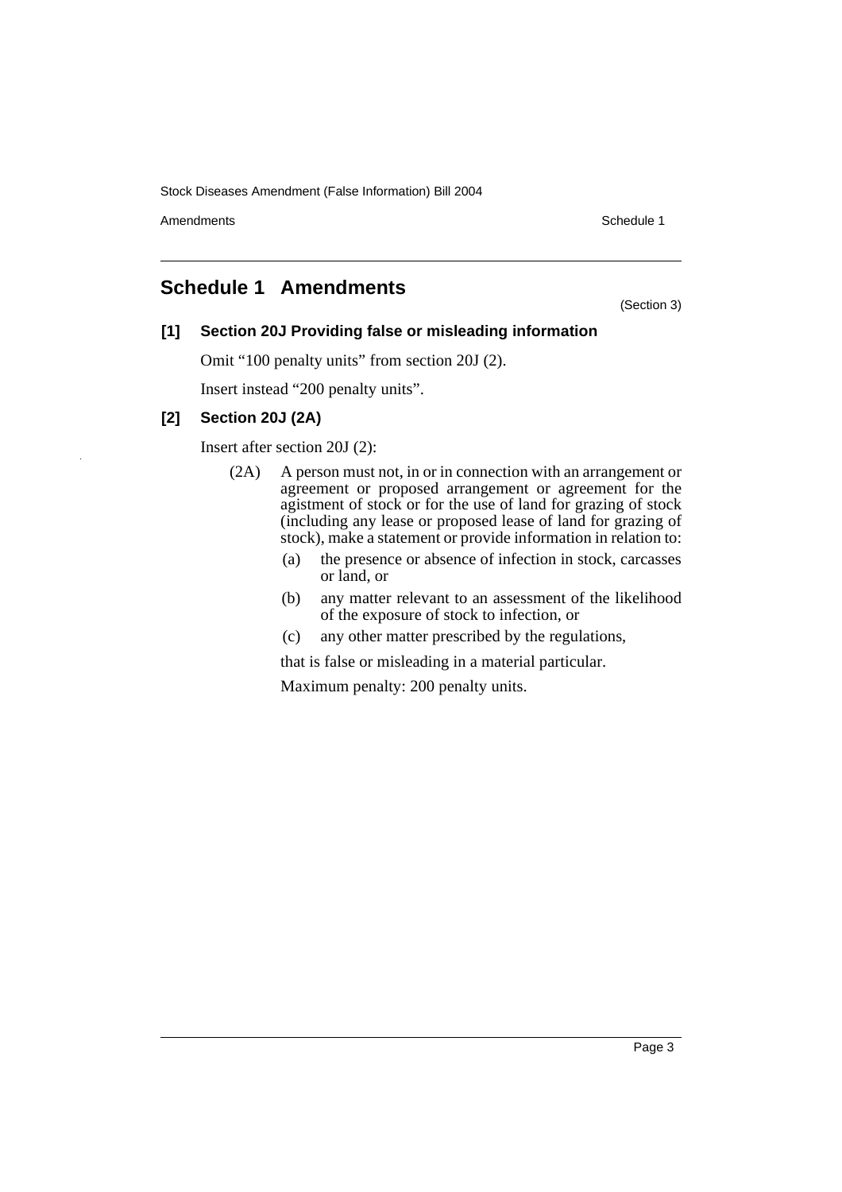## Schedule 1 Amendments

(Section 3)

### [1] Section 20J Providing false or misleading information

Omit "100 penalty units" from section 20J (2).

Insert instead "200 penalty units".

### [2] Section 20J (2A)

Insert after section 20J (2):

(2A) A person must not, in or in connection with an arrangement or agreement or proposed arrangement or agreement for the agistment of stock or for the use of land for grazing of stock (including any lease or proposed lease of land for grazing of stock), make a statement or provide information in relation to:

(a) the presence or absence of infection in stock, carcasses or land, or

(b) any matter relevant to an assessment of the likelihood of the exposure of stock to infection, or

(c) any other matter prescribed by the regulations,

that is false or misleading in a material particular.

Maximum penalty: 200 penalty units.